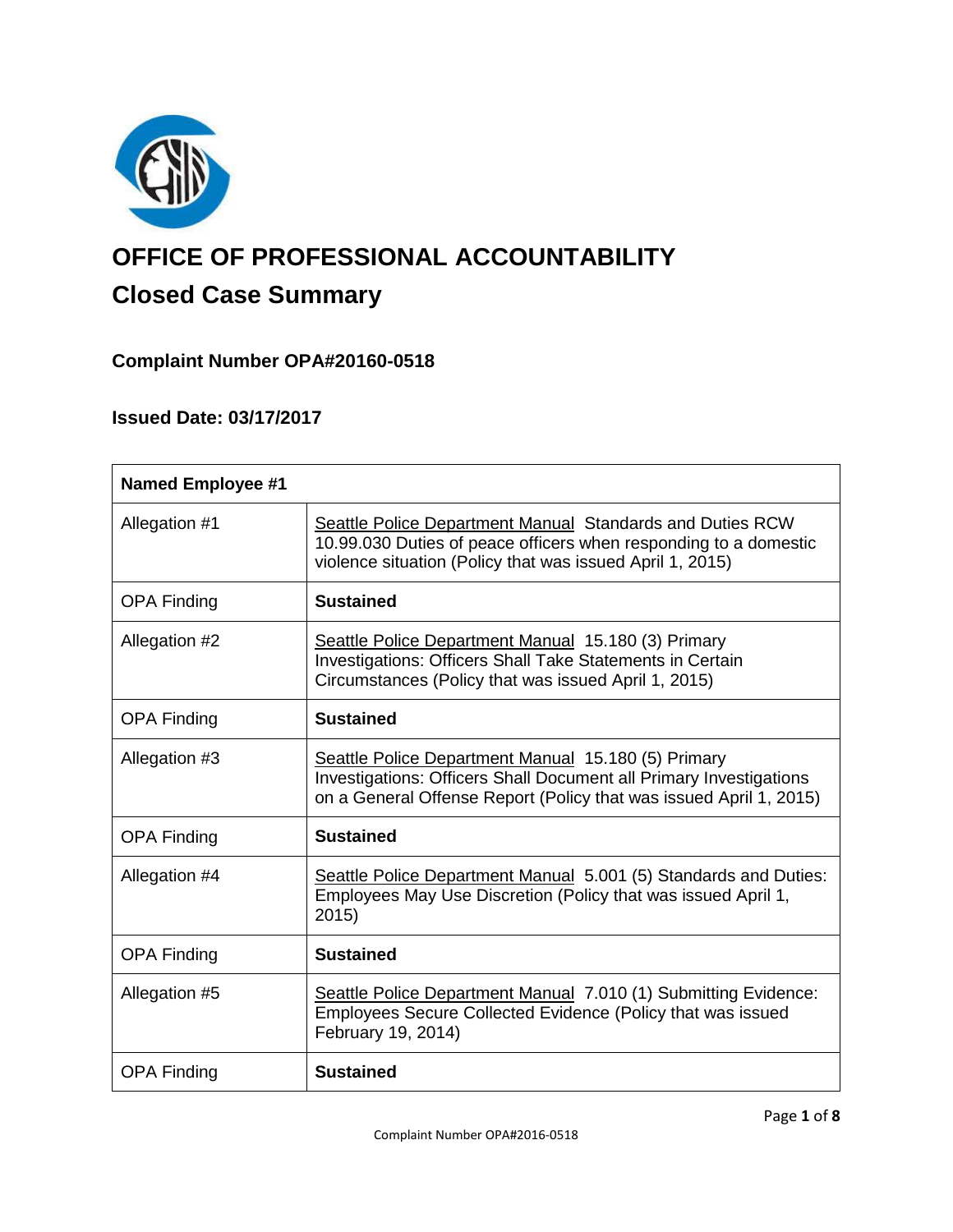# OFFICE OF PROFESSIONAL ACCOUNTABILITY

## Closed Case Summary

### Complaint Number OPA#20160-0518

### Issued Date: 03/17/2017

| Named Employee #1 | |
|---|---|
| Allegation #1 | Seattle Police Department Manual Standards and Duties RCW 10.99.030 Duties of peace officers when responding to a domestic violence situation (Policy that was issued April 1, 2015) |
| OPA Finding | **Sustained** |
| Allegation #2 | Seattle Police Department Manual 15.180 (3) Primary Investigations: Officers Shall Take Statements in Certain Circumstances (Policy that was issued April 1, 2015) |
| OPA Finding | **Sustained** |
| Allegation #3 | Seattle Police Department Manual 15.180 (5) Primary Investigations: Officers Shall Document all Primary Investigations on a General Offense Report (Policy that was issued April 1, 2015) |
| OPA Finding | **Sustained** |
| Allegation #4 | Seattle Police Department Manual 5.001 (5) Standards and Duties: Employees May Use Discretion (Policy that was issued April 1, 2015) |
| OPA Finding | **Sustained** |
| Allegation #5 | Seattle Police Department Manual 7.010 (1) Submitting Evidence: Employees Secure Collected Evidence (Policy that was issued February 19, 2014) |
| OPA Finding | **Sustained** |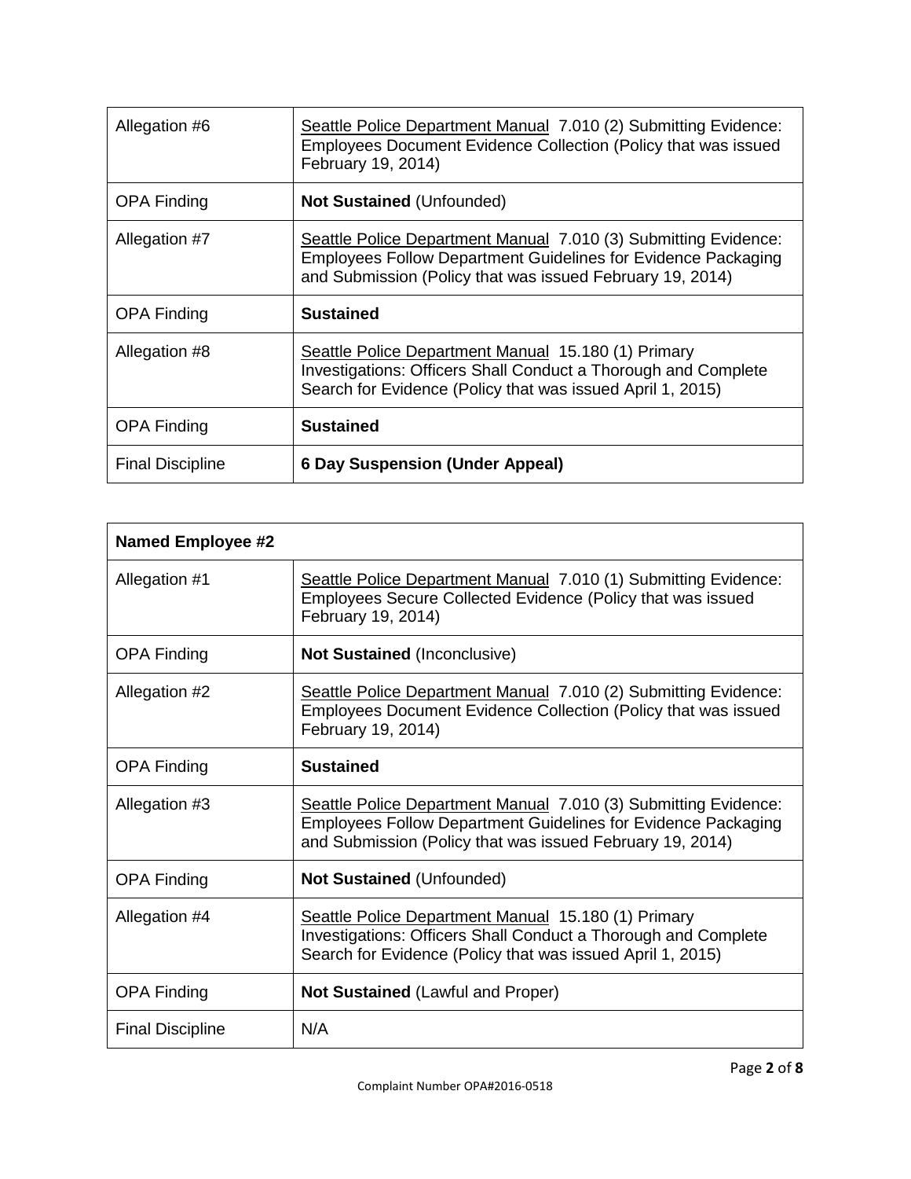| | |
|---|---|
| Allegation #6 | Seattle Police Department Manual 7.010 (2) Submitting Evidence: Employees Document Evidence Collection (Policy that was issued February 19, 2014) |
| OPA Finding | **Not Sustained** (Unfounded) |
| Allegation #7 | Seattle Police Department Manual 7.010 (3) Submitting Evidence: Employees Follow Department Guidelines for Evidence Packaging and Submission (Policy that was issued February 19, 2014) |
| OPA Finding | **Sustained** |
| Allegation #8 | Seattle Police Department Manual 15.180 (1) Primary Investigations: Officers Shall Conduct a Thorough and Complete Search for Evidence (Policy that was issued April 1, 2015) |
| OPA Finding | **Sustained** |
| Final Discipline | **6 Day Suspension (Under Appeal)** |

| **Named Employee #2** | |
|---|---|
| Allegation #1 | Seattle Police Department Manual 7.010 (1) Submitting Evidence: Employees Secure Collected Evidence (Policy that was issued February 19, 2014) |
| OPA Finding | **Not Sustained** (Inconclusive) |
| Allegation #2 | Seattle Police Department Manual 7.010 (2) Submitting Evidence: Employees Document Evidence Collection (Policy that was issued February 19, 2014) |
| OPA Finding | **Sustained** |
| Allegation #3 | Seattle Police Department Manual 7.010 (3) Submitting Evidence: Employees Follow Department Guidelines for Evidence Packaging and Submission (Policy that was issued February 19, 2014) |
| OPA Finding | **Not Sustained** (Unfounded) |
| Allegation #4 | Seattle Police Department Manual 15.180 (1) Primary Investigations: Officers Shall Conduct a Thorough and Complete Search for Evidence (Policy that was issued April 1, 2015) |
| OPA Finding | **Not Sustained** (Lawful and Proper) |
| Final Discipline | N/A |

Complaint Number OPA#2016-0518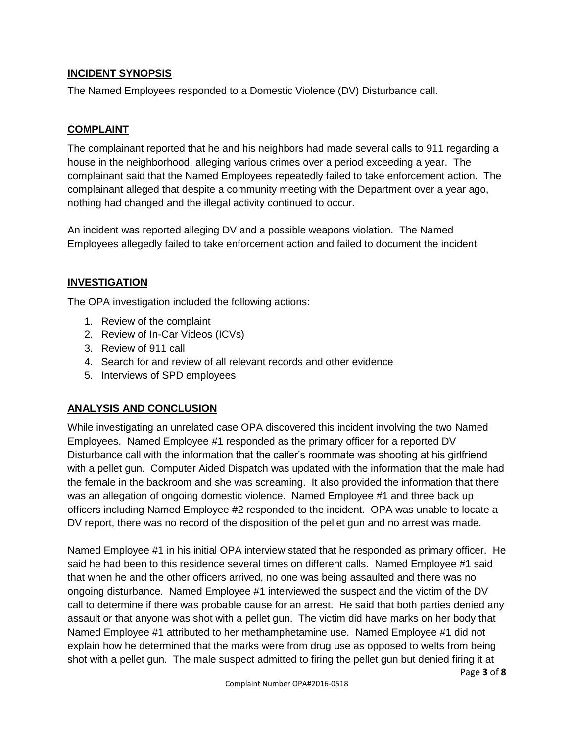## INCIDENT SYNOPSIS

The Named Employees responded to a Domestic Violence (DV) Disturbance call.

## COMPLAINT

The complainant reported that he and his neighbors had made several calls to 911 regarding a house in the neighborhood, alleging various crimes over a period exceeding a year. The complainant said that the Named Employees repeatedly failed to take enforcement action. The complainant alleged that despite a community meeting with the Department over a year ago, nothing had changed and the illegal activity continued to occur.

An incident was reported alleging DV and a possible weapons violation. The Named Employees allegedly failed to take enforcement action and failed to document the incident.

## INVESTIGATION

The OPA investigation included the following actions:

1. Review of the complaint
2. Review of In-Car Videos (ICVs)
3. Review of 911 call
4. Search for and review of all relevant records and other evidence
5. Interviews of SPD employees

## ANALYSIS AND CONCLUSION

While investigating an unrelated case OPA discovered this incident involving the two Named Employees. Named Employee #1 responded as the primary officer for a reported DV Disturbance call with the information that the caller's roommate was shooting at his girlfriend with a pellet gun. Computer Aided Dispatch was updated with the information that the male had the female in the backroom and she was screaming. It also provided the information that there was an allegation of ongoing domestic violence. Named Employee #1 and three back up officers including Named Employee #2 responded to the incident. OPA was unable to locate a DV report, there was no record of the disposition of the pellet gun and no arrest was made.

Named Employee #1 in his initial OPA interview stated that he responded as primary officer. He said he had been to this residence several times on different calls. Named Employee #1 said that when he and the other officers arrived, no one was being assaulted and there was no ongoing disturbance. Named Employee #1 interviewed the suspect and the victim of the DV call to determine if there was probable cause for an arrest. He said that both parties denied any assault or that anyone was shot with a pellet gun. The victim did have marks on her body that Named Employee #1 attributed to her methamphetamine use. Named Employee #1 did not explain how he determined that the marks were from drug use as opposed to welts from being shot with a pellet gun. The male suspect admitted to firing the pellet gun but denied firing it at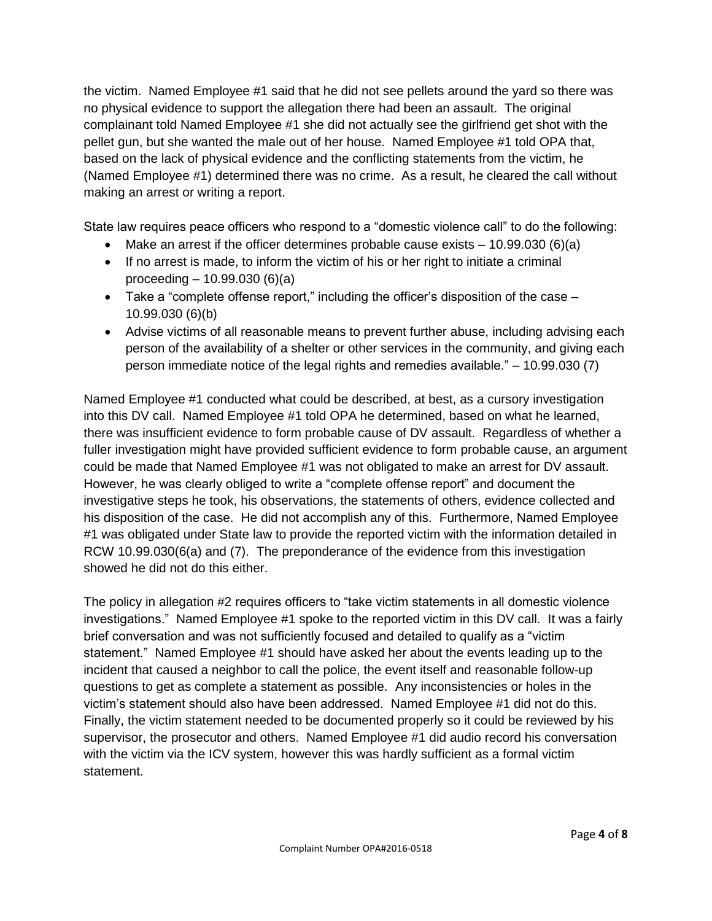the victim. Named Employee #1 said that he did not see pellets around the yard so there was no physical evidence to support the allegation there had been an assault. The original complainant told Named Employee #1 she did not actually see the girlfriend get shot with the pellet gun, but she wanted the male out of her house. Named Employee #1 told OPA that, based on the lack of physical evidence and the conflicting statements from the victim, he (Named Employee #1) determined there was no crime. As a result, he cleared the call without making an arrest or writing a report.

State law requires peace officers who respond to a "domestic violence call" to do the following:

- Make an arrest if the officer determines probable cause exists – 10.99.030 (6)(a)
- If no arrest is made, to inform the victim of his or her right to initiate a criminal proceeding – 10.99.030 (6)(a)
- Take a "complete offense report," including the officer's disposition of the case – 10.99.030 (6)(b)
- Advise victims of all reasonable means to prevent further abuse, including advising each person of the availability of a shelter or other services in the community, and giving each person immediate notice of the legal rights and remedies available." – 10.99.030 (7)

Named Employee #1 conducted what could be described, at best, as a cursory investigation into this DV call. Named Employee #1 told OPA he determined, based on what he learned, there was insufficient evidence to form probable cause of DV assault. Regardless of whether a fuller investigation might have provided sufficient evidence to form probable cause, an argument could be made that Named Employee #1 was not obligated to make an arrest for DV assault. However, he was clearly obliged to write a "complete offense report" and document the investigative steps he took, his observations, the statements of others, evidence collected and his disposition of the case. He did not accomplish any of this. Furthermore, Named Employee #1 was obligated under State law to provide the reported victim with the information detailed in RCW 10.99.030(6(a) and (7). The preponderance of the evidence from this investigation showed he did not do this either.

The policy in allegation #2 requires officers to "take victim statements in all domestic violence investigations." Named Employee #1 spoke to the reported victim in this DV call. It was a fairly brief conversation and was not sufficiently focused and detailed to qualify as a "victim statement." Named Employee #1 should have asked her about the events leading up to the incident that caused a neighbor to call the police, the event itself and reasonable follow-up questions to get as complete a statement as possible. Any inconsistencies or holes in the victim's statement should also have been addressed. Named Employee #1 did not do this. Finally, the victim statement needed to be documented properly so it could be reviewed by his supervisor, the prosecutor and others. Named Employee #1 did audio record his conversation with the victim via the ICV system, however this was hardly sufficient as a formal victim statement.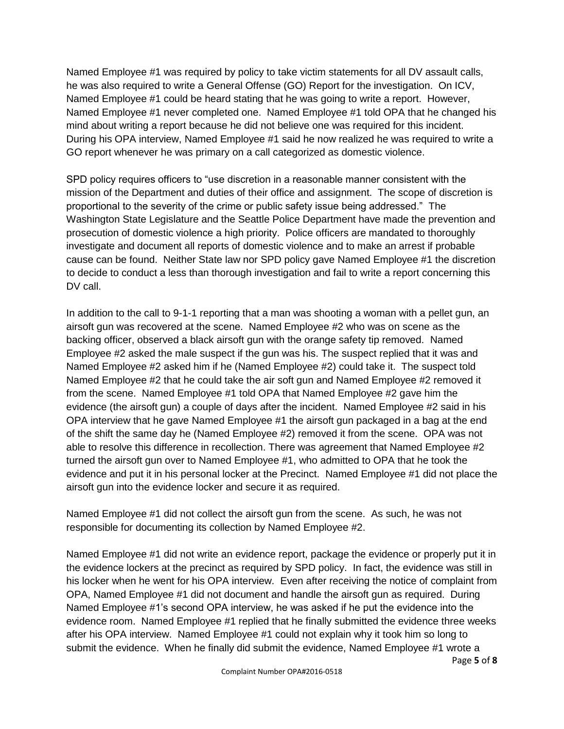Named Employee #1 was required by policy to take victim statements for all DV assault calls, he was also required to write a General Offense (GO) Report for the investigation. On ICV, Named Employee #1 could be heard stating that he was going to write a report. However, Named Employee #1 never completed one. Named Employee #1 told OPA that he changed his mind about writing a report because he did not believe one was required for this incident. During his OPA interview, Named Employee #1 said he now realized he was required to write a GO report whenever he was primary on a call categorized as domestic violence.

SPD policy requires officers to "use discretion in a reasonable manner consistent with the mission of the Department and duties of their office and assignment. The scope of discretion is proportional to the severity of the crime or public safety issue being addressed." The Washington State Legislature and the Seattle Police Department have made the prevention and prosecution of domestic violence a high priority. Police officers are mandated to thoroughly investigate and document all reports of domestic violence and to make an arrest if probable cause can be found. Neither State law nor SPD policy gave Named Employee #1 the discretion to decide to conduct a less than thorough investigation and fail to write a report concerning this DV call.

In addition to the call to 9-1-1 reporting that a man was shooting a woman with a pellet gun, an airsoft gun was recovered at the scene. Named Employee #2 who was on scene as the backing officer, observed a black airsoft gun with the orange safety tip removed. Named Employee #2 asked the male suspect if the gun was his. The suspect replied that it was and Named Employee #2 asked him if he (Named Employee #2) could take it. The suspect told Named Employee #2 that he could take the air soft gun and Named Employee #2 removed it from the scene. Named Employee #1 told OPA that Named Employee #2 gave him the evidence (the airsoft gun) a couple of days after the incident. Named Employee #2 said in his OPA interview that he gave Named Employee #1 the airsoft gun packaged in a bag at the end of the shift the same day he (Named Employee #2) removed it from the scene. OPA was not able to resolve this difference in recollection. There was agreement that Named Employee #2 turned the airsoft gun over to Named Employee #1, who admitted to OPA that he took the evidence and put it in his personal locker at the Precinct. Named Employee #1 did not place the airsoft gun into the evidence locker and secure it as required.

Named Employee #1 did not collect the airsoft gun from the scene. As such, he was not responsible for documenting its collection by Named Employee #2.

Named Employee #1 did not write an evidence report, package the evidence or properly put it in the evidence lockers at the precinct as required by SPD policy. In fact, the evidence was still in his locker when he went for his OPA interview. Even after receiving the notice of complaint from OPA, Named Employee #1 did not document and handle the airsoft gun as required. During Named Employee #1's second OPA interview, he was asked if he put the evidence into the evidence room. Named Employee #1 replied that he finally submitted the evidence three weeks after his OPA interview. Named Employee #1 could not explain why it took him so long to submit the evidence. When he finally did submit the evidence, Named Employee #1 wrote a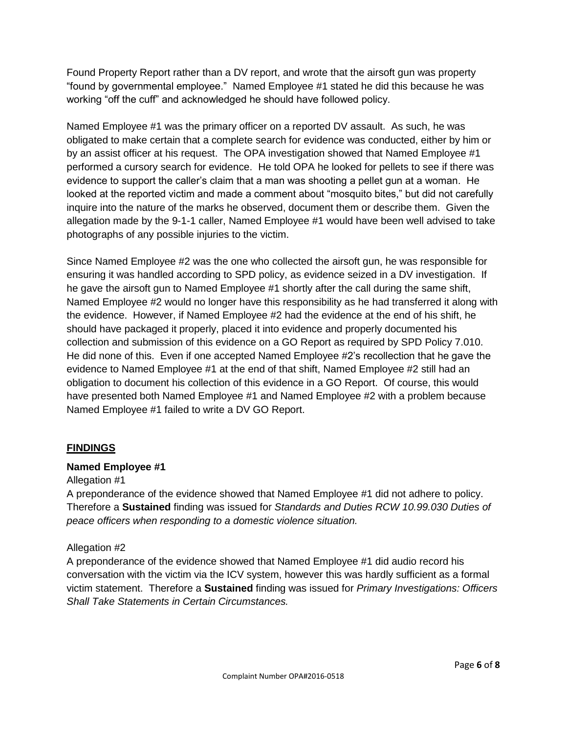Found Property Report rather than a DV report, and wrote that the airsoft gun was property "found by governmental employee." Named Employee #1 stated he did this because he was working "off the cuff" and acknowledged he should have followed policy.

Named Employee #1 was the primary officer on a reported DV assault. As such, he was obligated to make certain that a complete search for evidence was conducted, either by him or by an assist officer at his request. The OPA investigation showed that Named Employee #1 performed a cursory search for evidence. He told OPA he looked for pellets to see if there was evidence to support the caller's claim that a man was shooting a pellet gun at a woman. He looked at the reported victim and made a comment about "mosquito bites," but did not carefully inquire into the nature of the marks he observed, document them or describe them. Given the allegation made by the 9-1-1 caller, Named Employee #1 would have been well advised to take photographs of any possible injuries to the victim.

Since Named Employee #2 was the one who collected the airsoft gun, he was responsible for ensuring it was handled according to SPD policy, as evidence seized in a DV investigation. If he gave the airsoft gun to Named Employee #1 shortly after the call during the same shift, Named Employee #2 would no longer have this responsibility as he had transferred it along with the evidence. However, if Named Employee #2 had the evidence at the end of his shift, he should have packaged it properly, placed it into evidence and properly documented his collection and submission of this evidence on a GO Report as required by SPD Policy 7.010. He did none of this. Even if one accepted Named Employee #2's recollection that he gave the evidence to Named Employee #1 at the end of that shift, Named Employee #2 still had an obligation to document his collection of this evidence in a GO Report. Of course, this would have presented both Named Employee #1 and Named Employee #2 with a problem because Named Employee #1 failed to write a DV GO Report.

## FINDINGS

**Named Employee #1**

Allegation #1

A preponderance of the evidence showed that Named Employee #1 did not adhere to policy. Therefore a **Sustained** finding was issued for *Standards and Duties RCW 10.99.030 Duties of peace officers when responding to a domestic violence situation.*

Allegation #2

A preponderance of the evidence showed that Named Employee #1 did audio record his conversation with the victim via the ICV system, however this was hardly sufficient as a formal victim statement. Therefore a **Sustained** finding was issued for *Primary Investigations: Officers Shall Take Statements in Certain Circumstances.*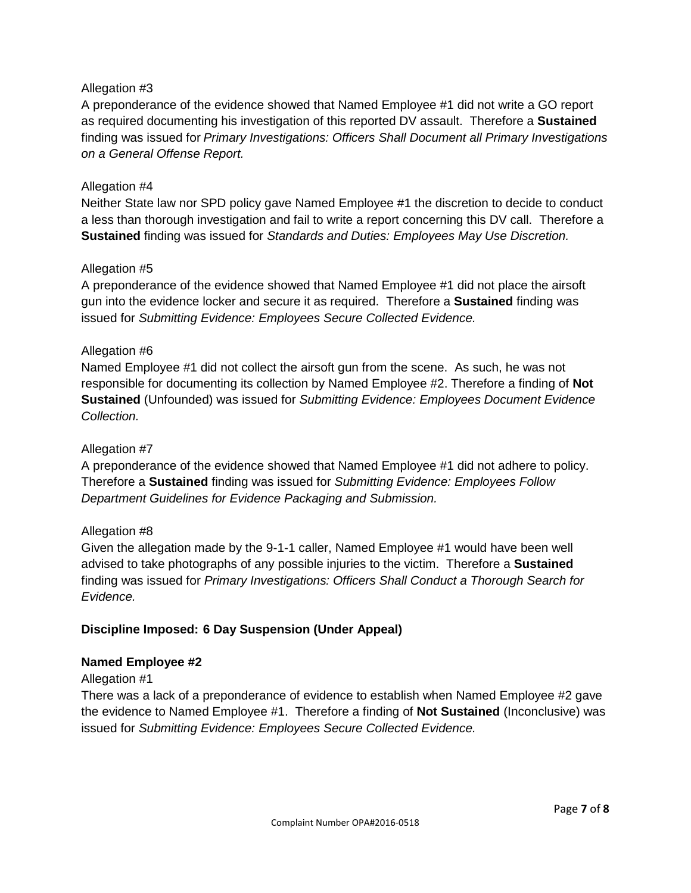Allegation #3

A preponderance of the evidence showed that Named Employee #1 did not write a GO report as required documenting his investigation of this reported DV assault. Therefore a **Sustained** finding was issued for *Primary Investigations: Officers Shall Document all Primary Investigations on a General Offense Report.*

Allegation #4

Neither State law nor SPD policy gave Named Employee #1 the discretion to decide to conduct a less than thorough investigation and fail to write a report concerning this DV call. Therefore a **Sustained** finding was issued for *Standards and Duties: Employees May Use Discretion.*

Allegation #5

A preponderance of the evidence showed that Named Employee #1 did not place the airsoft gun into the evidence locker and secure it as required. Therefore a **Sustained** finding was issued for *Submitting Evidence: Employees Secure Collected Evidence.*

Allegation #6

Named Employee #1 did not collect the airsoft gun from the scene. As such, he was not responsible for documenting its collection by Named Employee #2. Therefore a finding of **Not Sustained** (Unfounded) was issued for *Submitting Evidence: Employees Document Evidence Collection.*

Allegation #7

A preponderance of the evidence showed that Named Employee #1 did not adhere to policy. Therefore a **Sustained** finding was issued for *Submitting Evidence: Employees Follow Department Guidelines for Evidence Packaging and Submission.*

Allegation #8

Given the allegation made by the 9-1-1 caller, Named Employee #1 would have been well advised to take photographs of any possible injuries to the victim. Therefore a **Sustained** finding was issued for *Primary Investigations: Officers Shall Conduct a Thorough Search for Evidence.*

**Discipline Imposed: 6 Day Suspension (Under Appeal)**

**Named Employee #2**

Allegation #1

There was a lack of a preponderance of evidence to establish when Named Employee #2 gave the evidence to Named Employee #1. Therefore a finding of **Not Sustained** (Inconclusive) was issued for *Submitting Evidence: Employees Secure Collected Evidence.*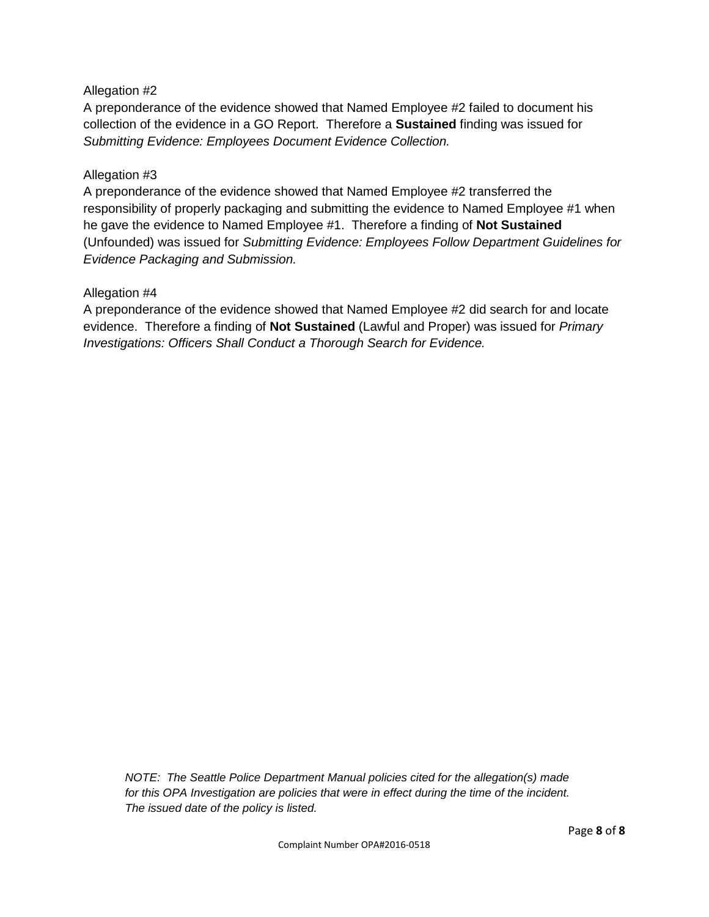Allegation #2

A preponderance of the evidence showed that Named Employee #2 failed to document his collection of the evidence in a GO Report. Therefore a **Sustained** finding was issued for *Submitting Evidence: Employees Document Evidence Collection.*

Allegation #3

A preponderance of the evidence showed that Named Employee #2 transferred the responsibility of properly packaging and submitting the evidence to Named Employee #1 when he gave the evidence to Named Employee #1. Therefore a finding of **Not Sustained** (Unfounded) was issued for *Submitting Evidence: Employees Follow Department Guidelines for Evidence Packaging and Submission.*

Allegation #4

A preponderance of the evidence showed that Named Employee #2 did search for and locate evidence. Therefore a finding of **Not Sustained** (Lawful and Proper) was issued for *Primary Investigations: Officers Shall Conduct a Thorough Search for Evidence.*

*NOTE: The Seattle Police Department Manual policies cited for the allegation(s) made for this OPA Investigation are policies that were in effect during the time of the incident. The issued date of the policy is listed.*

Complaint Number OPA#2016-0518